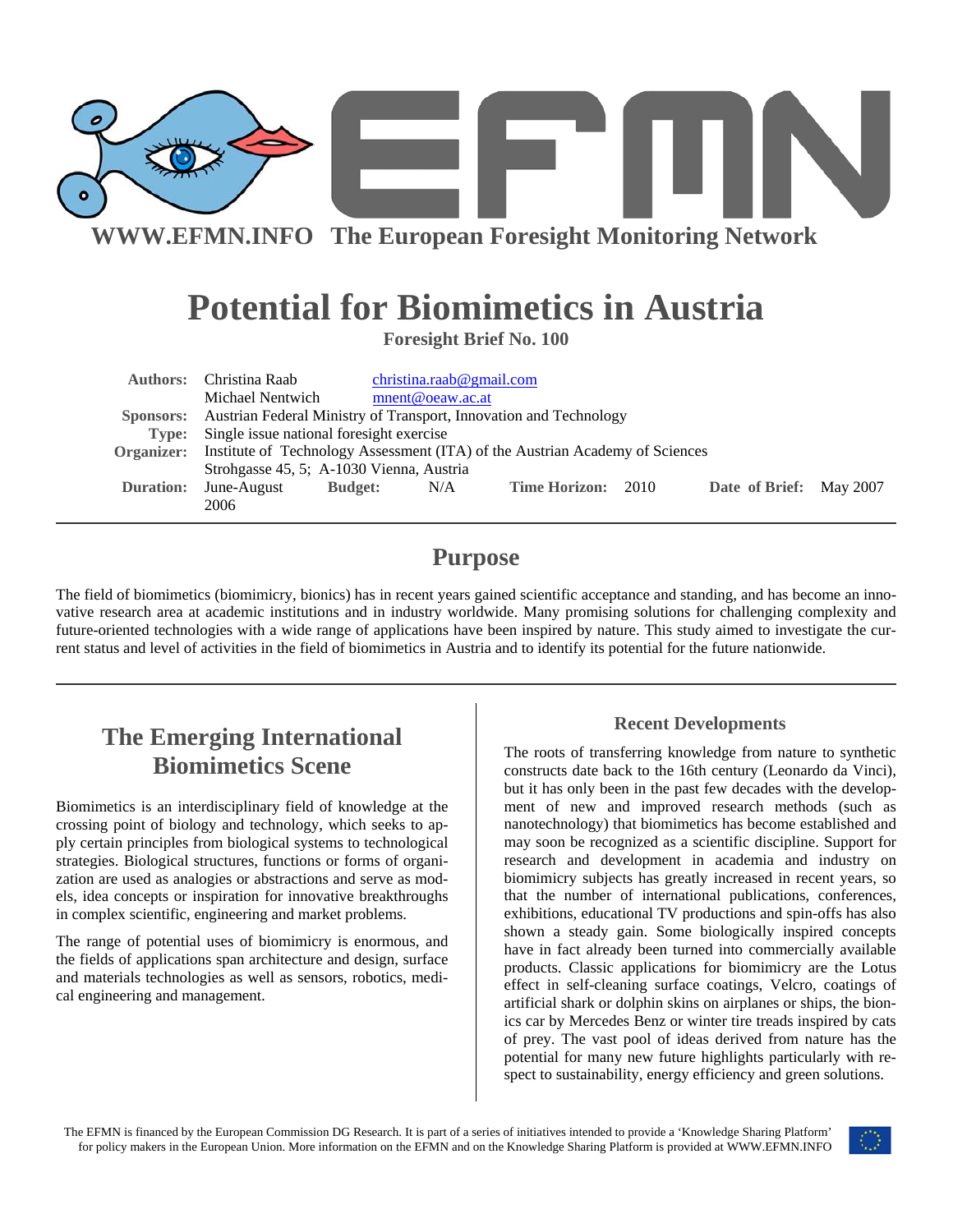**WWW.EFMN.INFO The European Foresight Monitoring Network**

# Potential for Biomimetics in Austria

**Foresight Brief No. 100**

| | | | | | | | |
|---|---|---|---|---|---|---|---|
| **Authors:** | Christina Raab | christina.raab@gmail.com | | | | | |
| | Michael Nentwich | mnent@oeaw.ac.at | | | | | |
| **Sponsors:** | Austrian Federal Ministry of Transport, Innovation and Technology | | | | | | |
| **Type:** | Single issue national foresight exercise | | | | | | |
| **Organizer:** | Institute of Technology Assessment (ITA) of the Austrian Academy of Sciences Strohgasse 45, 5; A-1030 Vienna, Austria | | | | | | |
| **Duration:** | June-August 2006 | **Budget:** N/A | **Time Horizon:** | 2010 | **Date of Brief:** | May 2007 | |

## Purpose

The field of biomimetics (biomimicry, bionics) has in recent years gained scientific acceptance and standing, and has become an innovative research area at academic institutions and in industry worldwide. Many promising solutions for challenging complexity and future-oriented technologies with a wide range of applications have been inspired by nature. This study aimed to investigate the current status and level of activities in the field of biomimetics in Austria and to identify its potential for the future nationwide.

## The Emerging International Biomimetics Scene

Biomimetics is an interdisciplinary field of knowledge at the crossing point of biology and technology, which seeks to apply certain principles from biological systems to technological strategies. Biological structures, functions or forms of organization are used as analogies or abstractions and serve as models, idea concepts or inspiration for innovative breakthroughs in complex scientific, engineering and market problems.

The range of potential uses of biomimicry is enormous, and the fields of applications span architecture and design, surface and materials technologies as well as sensors, robotics, medical engineering and management.

### Recent Developments

The roots of transferring knowledge from nature to synthetic constructs date back to the 16th century (Leonardo da Vinci), but it has only been in the past few decades with the development of new and improved research methods (such as nanotechnology) that biomimetics has become established and may soon be recognized as a scientific discipline. Support for research and development in academia and industry on biomimicry subjects has greatly increased in recent years, so that the number of international publications, conferences, exhibitions, educational TV productions and spin-offs has also shown a steady gain. Some biologically inspired concepts have in fact already been turned into commercially available products. Classic applications for biomimicry are the Lotus effect in self-cleaning surface coatings, Velcro, coatings of artificial shark or dolphin skins on airplanes or ships, the bionics car by Mercedes Benz or winter tire treads inspired by cats of prey. The vast pool of ideas derived from nature has the potential for many new future highlights particularly with respect to sustainability, energy efficiency and green solutions.

The EFMN is financed by the European Commission DG Research. It is part of a series of initiatives intended to provide a 'Knowledge Sharing Platform' for policy makers in the European Union. More information on the EFMN and on the Knowledge Sharing Platform is provided at WWW.EFMN.INFO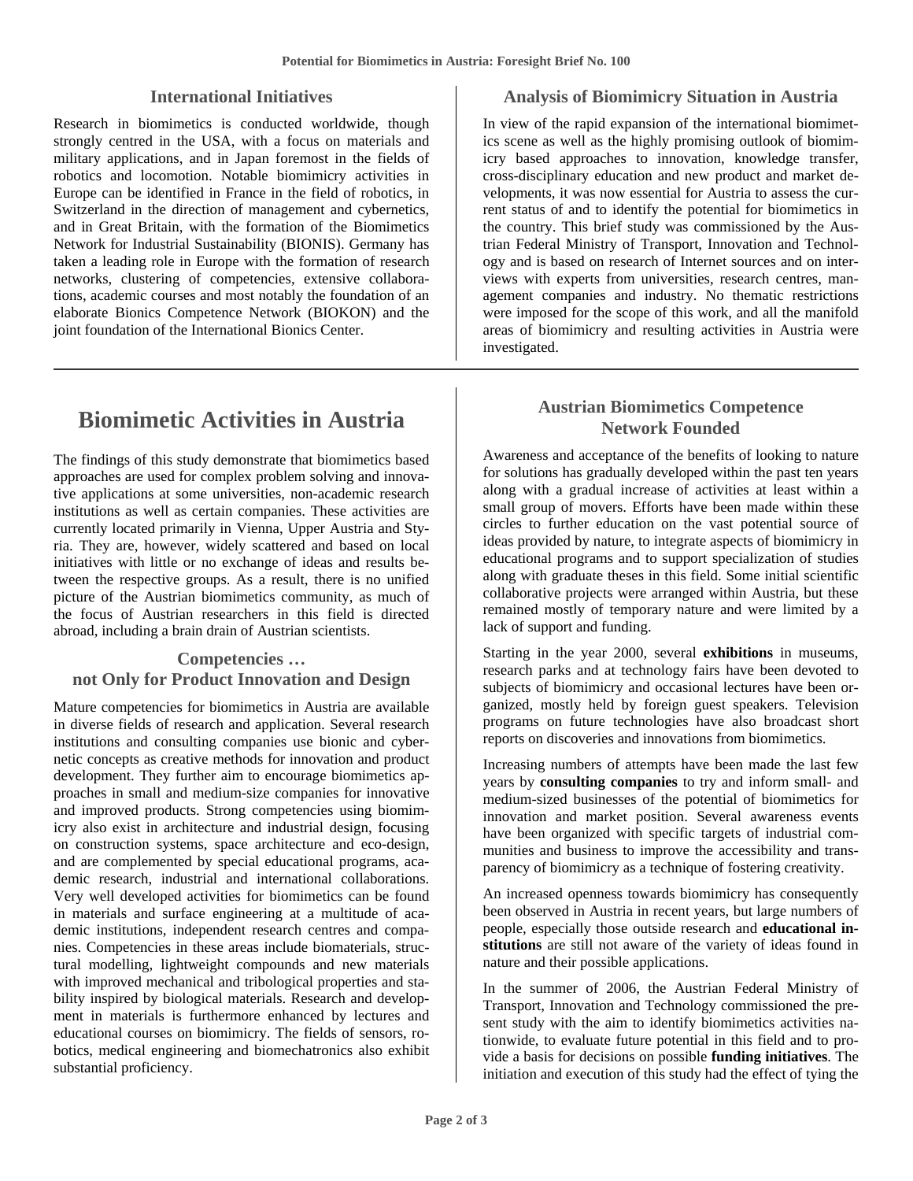## International Initiatives

Research in biomimetics is conducted worldwide, though strongly centred in the USA, with a focus on materials and military applications, and in Japan foremost in the fields of robotics and locomotion. Notable biomimicry activities in Europe can be identified in France in the field of robotics, in Switzerland in the direction of management and cybernetics, and in Great Britain, with the formation of the Biomimetics Network for Industrial Sustainability (BIONIS). Germany has taken a leading role in Europe with the formation of research networks, clustering of competencies, extensive collaborations, academic courses and most notably the foundation of an elaborate Bionics Competence Network (BIOKON) and the joint foundation of the International Bionics Center.

## Analysis of Biomimicry Situation in Austria

In view of the rapid expansion of the international biomimetics scene as well as the highly promising outlook of biomimicry based approaches to innovation, knowledge transfer, cross-disciplinary education and new product and market developments, it was now essential for Austria to assess the current status of and to identify the potential for biomimetics in the country. This brief study was commissioned by the Austrian Federal Ministry of Transport, Innovation and Technology and is based on research of Internet sources and on interviews with experts from universities, research centres, management companies and industry. No thematic restrictions were imposed for the scope of this work, and all the manifold areas of biomimicry and resulting activities in Austria were investigated.

# Biomimetic Activities in Austria

The findings of this study demonstrate that biomimetics based approaches are used for complex problem solving and innovative applications at some universities, non-academic research institutions as well as certain companies. These activities are currently located primarily in Vienna, Upper Austria and Styria. They are, however, widely scattered and based on local initiatives with little or no exchange of ideas and results between the respective groups. As a result, there is no unified picture of the Austrian biomimetics community, as much of the focus of Austrian researchers in this field is directed abroad, including a brain drain of Austrian scientists.

## Competencies … not Only for Product Innovation and Design

Mature competencies for biomimetics in Austria are available in diverse fields of research and application. Several research institutions and consulting companies use bionic and cybernetic concepts as creative methods for innovation and product development. They further aim to encourage biomimetics approaches in small and medium-size companies for innovative and improved products. Strong competencies using biomimicry also exist in architecture and industrial design, focusing on construction systems, space architecture and eco-design, and are complemented by special educational programs, academic research, industrial and international collaborations. Very well developed activities for biomimetics can be found in materials and surface engineering at a multitude of academic institutions, independent research centres and companies. Competencies in these areas include biomaterials, structural modelling, lightweight compounds and new materials with improved mechanical and tribological properties and stability inspired by biological materials. Research and development in materials is furthermore enhanced by lectures and educational courses on biomimicry. The fields of sensors, robotics, medical engineering and biomechatronics also exhibit substantial proficiency.

## Austrian Biomimetics Competence Network Founded

Awareness and acceptance of the benefits of looking to nature for solutions has gradually developed within the past ten years along with a gradual increase of activities at least within a small group of movers. Efforts have been made within these circles to further education on the vast potential source of ideas provided by nature, to integrate aspects of biomimicry in educational programs and to support specialization of studies along with graduate theses in this field. Some initial scientific collaborative projects were arranged within Austria, but these remained mostly of temporary nature and were limited by a lack of support and funding.

Starting in the year 2000, several **exhibitions** in museums, research parks and at technology fairs have been devoted to subjects of biomimicry and occasional lectures have been organized, mostly held by foreign guest speakers. Television programs on future technologies have also broadcast short reports on discoveries and innovations from biomimetics.

Increasing numbers of attempts have been made the last few years by **consulting companies** to try and inform small- and medium-sized businesses of the potential of biomimetics for innovation and market position. Several awareness events have been organized with specific targets of industrial communities and business to improve the accessibility and transparency of biomimicry as a technique of fostering creativity.

An increased openness towards biomimicry has consequently been observed in Austria in recent years, but large numbers of people, especially those outside research and **educational institutions** are still not aware of the variety of ideas found in nature and their possible applications.

In the summer of 2006, the Austrian Federal Ministry of Transport, Innovation and Technology commissioned the present study with the aim to identify biomimetics activities nationwide, to evaluate future potential in this field and to provide a basis for decisions on possible **funding initiatives**. The initiation and execution of this study had the effect of tying the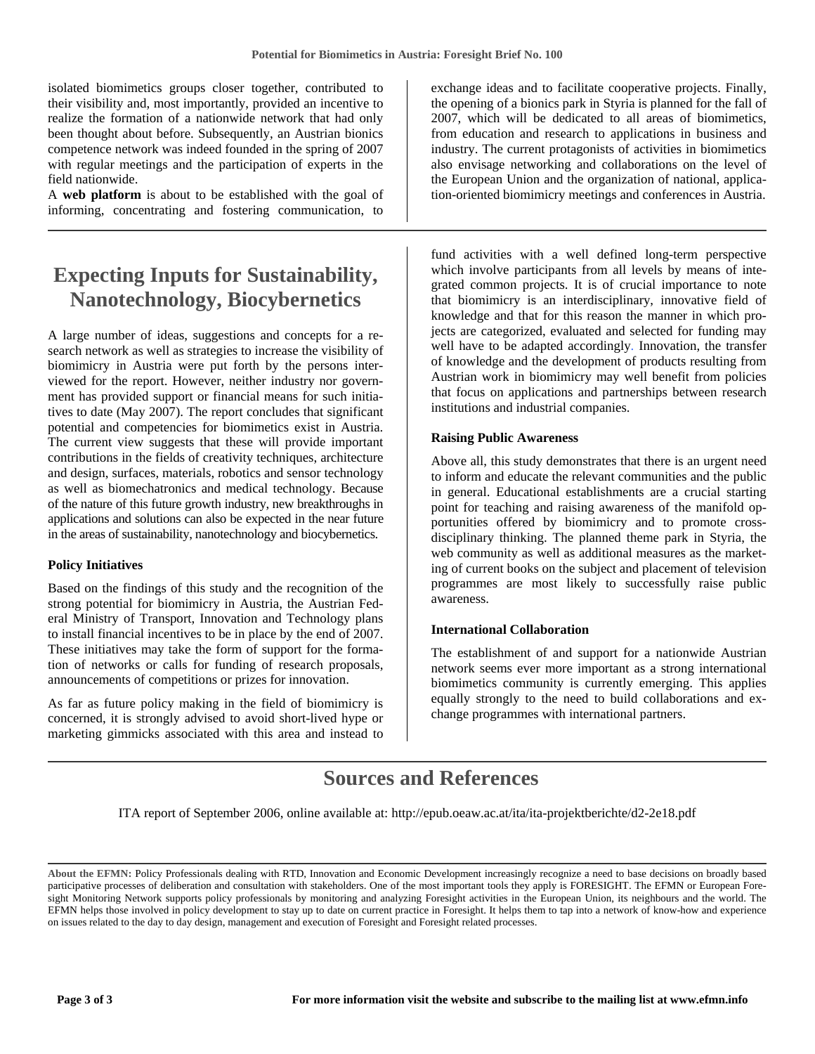isolated biomimetics groups closer together, contributed to their visibility and, most importantly, provided an incentive to realize the formation of a nationwide network that had only been thought about before. Subsequently, an Austrian bionics competence network was indeed founded in the spring of 2007 with regular meetings and the participation of experts in the field nationwide.

A **web platform** is about to be established with the goal of informing, concentrating and fostering communication, to exchange ideas and to facilitate cooperative projects. Finally, the opening of a bionics park in Styria is planned for the fall of 2007, which will be dedicated to all areas of biomimetics, from education and research to applications in business and industry. The current protagonists of activities in biomimetics also envisage networking and collaborations on the level of the European Union and the organization of national, application-oriented biomimicry meetings and conferences in Austria.

## Expecting Inputs for Sustainability, Nanotechnology, Biocybernetics

A large number of ideas, suggestions and concepts for a research network as well as strategies to increase the visibility of biomimicry in Austria were put forth by the persons interviewed for the report. However, neither industry nor government has provided support or financial means for such initiatives to date (May 2007). The report concludes that significant potential and competencies for biomimetics exist in Austria. The current view suggests that these will provide important contributions in the fields of creativity techniques, architecture and design, surfaces, materials, robotics and sensor technology as well as biomechatronics and medical technology. Because of the nature of this future growth industry, new breakthroughs in applications and solutions can also be expected in the near future in the areas of sustainability, nanotechnology and biocybernetics.

### Policy Initiatives

Based on the findings of this study and the recognition of the strong potential for biomimicry in Austria, the Austrian Federal Ministry of Transport, Innovation and Technology plans to install financial incentives to be in place by the end of 2007. These initiatives may take the form of support for the formation of networks or calls for funding of research proposals, announcements of competitions or prizes for innovation.

As far as future policy making in the field of biomimicry is concerned, it is strongly advised to avoid short-lived hype or marketing gimmicks associated with this area and instead to fund activities with a well defined long-term perspective which involve participants from all levels by means of integrated common projects. It is of crucial importance to note that biomimicry is an interdisciplinary, innovative field of knowledge and that for this reason the manner in which projects are categorized, evaluated and selected for funding may well have to be adapted accordingly. Innovation, the transfer of knowledge and the development of products resulting from Austrian work in biomimicry may well benefit from policies that focus on applications and partnerships between research institutions and industrial companies.

### Raising Public Awareness

Above all, this study demonstrates that there is an urgent need to inform and educate the relevant communities and the public in general. Educational establishments are a crucial starting point for teaching and raising awareness of the manifold opportunities offered by biomimicry and to promote cross-disciplinary thinking. The planned theme park in Styria, the web community as well as additional measures as the marketing of current books on the subject and placement of television programmes are most likely to successfully raise public awareness.

### International Collaboration

The establishment of and support for a nationwide Austrian network seems ever more important as a strong international biomimetics community is currently emerging. This applies equally strongly to the need to build collaborations and exchange programmes with international partners.

## Sources and References

ITA report of September 2006, online available at: http://epub.oeaw.ac.at/ita/ita-projektberichte/d2-2e18.pdf

**About the EFMN:** Policy Professionals dealing with RTD, Innovation and Economic Development increasingly recognize a need to base decisions on broadly based participative processes of deliberation and consultation with stakeholders. One of the most important tools they apply is FORESIGHT. The EFMN or European Foresight Monitoring Network supports policy professionals by monitoring and analyzing Foresight activities in the European Union, its neighbours and the world. The EFMN helps those involved in policy development to stay up to date on current practice in Foresight. It helps them to tap into a network of know-how and experience on issues related to the day to day design, management and execution of Foresight and Foresight related processes.